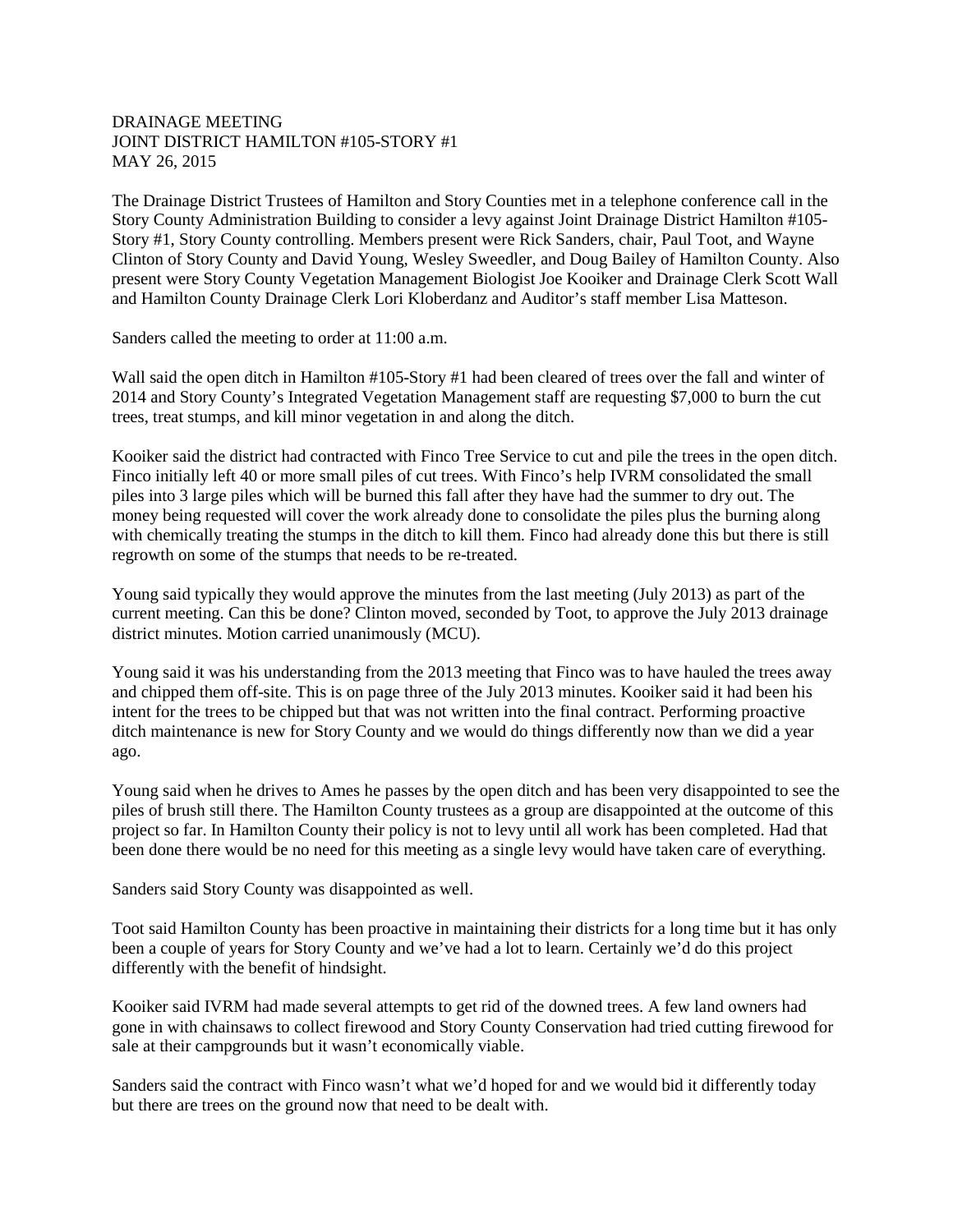DRAINAGE MEETING
JOINT DISTRICT HAMILTON #105-STORY #1
MAY 26, 2015

The Drainage District Trustees of Hamilton and Story Counties met in a telephone conference call in the Story County Administration Building to consider a levy against Joint Drainage District Hamilton #105-Story #1, Story County controlling. Members present were Rick Sanders, chair, Paul Toot, and Wayne Clinton of Story County and David Young, Wesley Sweedler, and Doug Bailey of Hamilton County. Also present were Story County Vegetation Management Biologist Joe Kooiker and Drainage Clerk Scott Wall and Hamilton County Drainage Clerk Lori Kloberdanz and Auditor's staff member Lisa Matteson.

Sanders called the meeting to order at 11:00 a.m.

Wall said the open ditch in Hamilton #105-Story #1 had been cleared of trees over the fall and winter of 2014 and Story County's Integrated Vegetation Management staff are requesting $7,000 to burn the cut trees, treat stumps, and kill minor vegetation in and along the ditch.

Kooiker said the district had contracted with Finco Tree Service to cut and pile the trees in the open ditch. Finco initially left 40 or more small piles of cut trees. With Finco's help IVRM consolidated the small piles into 3 large piles which will be burned this fall after they have had the summer to dry out. The money being requested will cover the work already done to consolidate the piles plus the burning along with chemically treating the stumps in the ditch to kill them. Finco had already done this but there is still regrowth on some of the stumps that needs to be re-treated.

Young said typically they would approve the minutes from the last meeting (July 2013) as part of the current meeting. Can this be done? Clinton moved, seconded by Toot, to approve the July 2013 drainage district minutes. Motion carried unanimously (MCU).

Young said it was his understanding from the 2013 meeting that Finco was to have hauled the trees away and chipped them off-site. This is on page three of the July 2013 minutes. Kooiker said it had been his intent for the trees to be chipped but that was not written into the final contract. Performing proactive ditch maintenance is new for Story County and we would do things differently now than we did a year ago.

Young said when he drives to Ames he passes by the open ditch and has been very disappointed to see the piles of brush still there. The Hamilton County trustees as a group are disappointed at the outcome of this project so far. In Hamilton County their policy is not to levy until all work has been completed. Had that been done there would be no need for this meeting as a single levy would have taken care of everything.

Sanders said Story County was disappointed as well.

Toot said Hamilton County has been proactive in maintaining their districts for a long time but it has only been a couple of years for Story County and we've had a lot to learn. Certainly we'd do this project differently with the benefit of hindsight.

Kooiker said IVRM had made several attempts to get rid of the downed trees. A few land owners had gone in with chainsaws to collect firewood and Story County Conservation had tried cutting firewood for sale at their campgrounds but it wasn't economically viable.

Sanders said the contract with Finco wasn't what we'd hoped for and we would bid it differently today but there are trees on the ground now that need to be dealt with.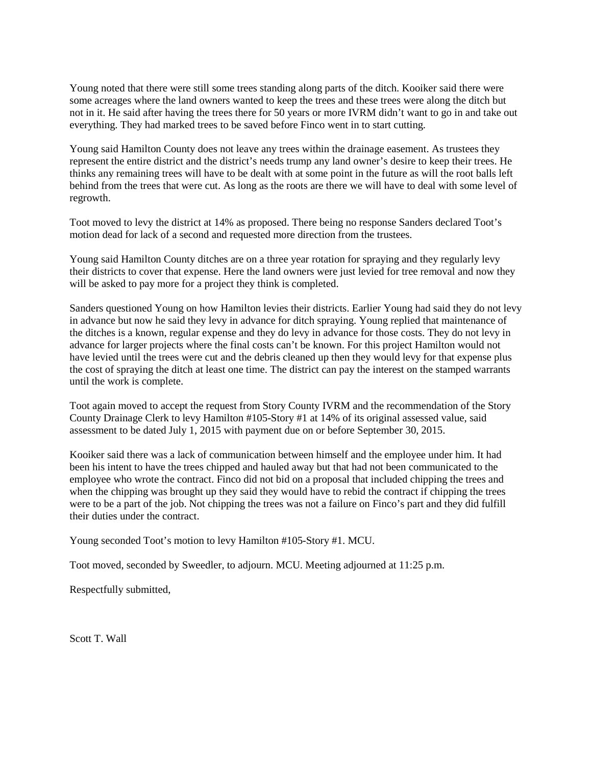Young noted that there were still some trees standing along parts of the ditch. Kooiker said there were some acreages where the land owners wanted to keep the trees and these trees were along the ditch but not in it. He said after having the trees there for 50 years or more IVRM didn't want to go in and take out everything. They had marked trees to be saved before Finco went in to start cutting.

Young said Hamilton County does not leave any trees within the drainage easement. As trustees they represent the entire district and the district's needs trump any land owner's desire to keep their trees. He thinks any remaining trees will have to be dealt with at some point in the future as will the root balls left behind from the trees that were cut. As long as the roots are there we will have to deal with some level of regrowth.

Toot moved to levy the district at 14% as proposed. There being no response Sanders declared Toot's motion dead for lack of a second and requested more direction from the trustees.

Young said Hamilton County ditches are on a three year rotation for spraying and they regularly levy their districts to cover that expense. Here the land owners were just levied for tree removal and now they will be asked to pay more for a project they think is completed.

Sanders questioned Young on how Hamilton levies their districts. Earlier Young had said they do not levy in advance but now he said they levy in advance for ditch spraying. Young replied that maintenance of the ditches is a known, regular expense and they do levy in advance for those costs. They do not levy in advance for larger projects where the final costs can't be known. For this project Hamilton would not have levied until the trees were cut and the debris cleaned up then they would levy for that expense plus the cost of spraying the ditch at least one time. The district can pay the interest on the stamped warrants until the work is complete.

Toot again moved to accept the request from Story County IVRM and the recommendation of the Story County Drainage Clerk to levy Hamilton #105-Story #1 at 14% of its original assessed value, said assessment to be dated July 1, 2015 with payment due on or before September 30, 2015.

Kooiker said there was a lack of communication between himself and the employee under him. It had been his intent to have the trees chipped and hauled away but that had not been communicated to the employee who wrote the contract. Finco did not bid on a proposal that included chipping the trees and when the chipping was brought up they said they would have to rebid the contract if chipping the trees were to be a part of the job. Not chipping the trees was not a failure on Finco's part and they did fulfill their duties under the contract.

Young seconded Toot's motion to levy Hamilton #105-Story #1. MCU.

Toot moved, seconded by Sweedler, to adjourn. MCU. Meeting adjourned at 11:25 p.m.

Respectfully submitted,

Scott T. Wall